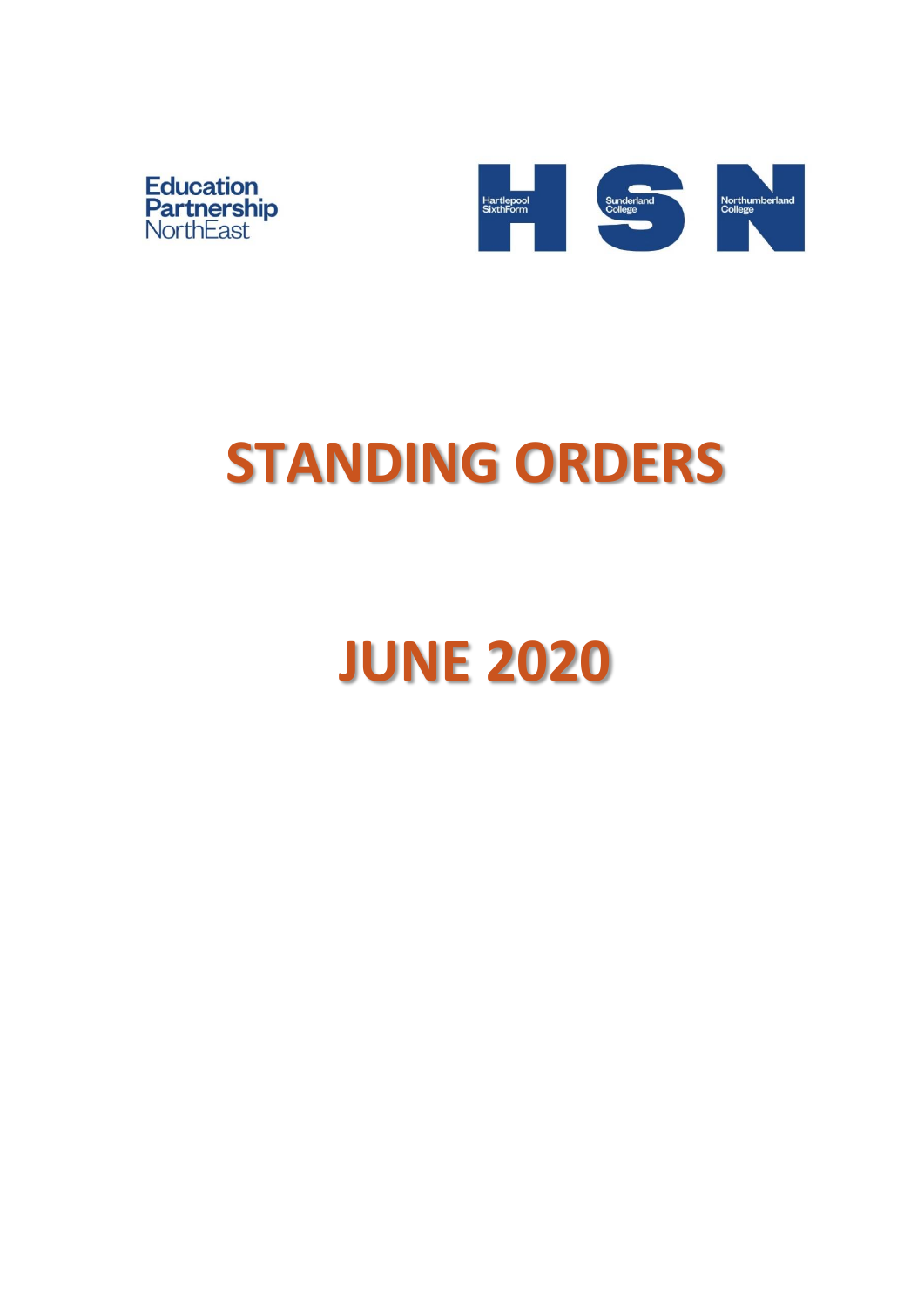Education Partnership NorthEast

Hartlepool SixthForm | Sunderland College | Northumberland College

# STANDING ORDERS

# JUNE 2020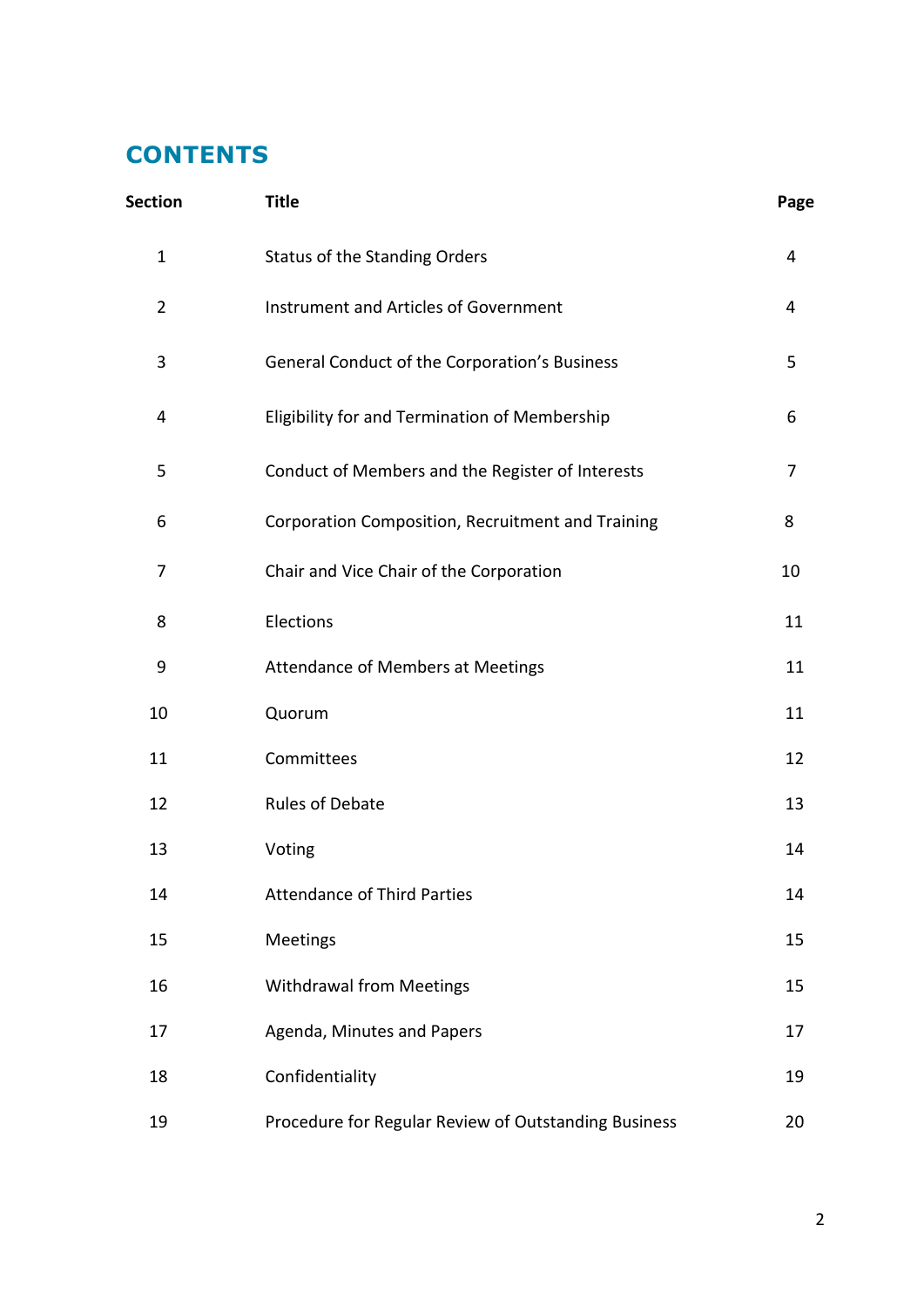# CONTENTS

| Section | Title | Page |
|---|---|---|
| 1 | Status of the Standing Orders | 4 |
| 2 | Instrument and Articles of Government | 4 |
| 3 | General Conduct of the Corporation's Business | 5 |
| 4 | Eligibility for and Termination of Membership | 6 |
| 5 | Conduct of Members and the Register of Interests | 7 |
| 6 | Corporation Composition, Recruitment and Training | 8 |
| 7 | Chair and Vice Chair of the Corporation | 10 |
| 8 | Elections | 11 |
| 9 | Attendance of Members at Meetings | 11 |
| 10 | Quorum | 11 |
| 11 | Committees | 12 |
| 12 | Rules of Debate | 13 |
| 13 | Voting | 14 |
| 14 | Attendance of Third Parties | 14 |
| 15 | Meetings | 15 |
| 16 | Withdrawal from Meetings | 15 |
| 17 | Agenda, Minutes and Papers | 17 |
| 18 | Confidentiality | 19 |
| 19 | Procedure for Regular Review of Outstanding Business | 20 |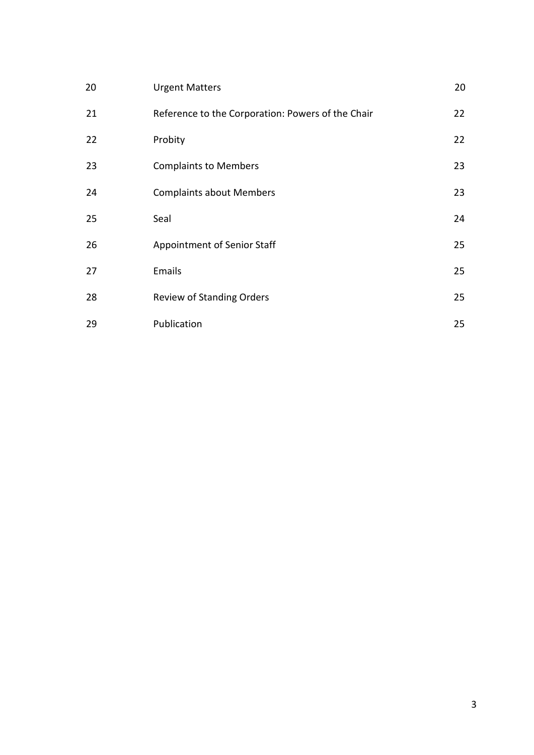| | | |
|---|---|---|
| 20 | Urgent Matters | 20 |
| 21 | Reference to the Corporation: Powers of the Chair | 22 |
| 22 | Probity | 22 |
| 23 | Complaints to Members | 23 |
| 24 | Complaints about Members | 23 |
| 25 | Seal | 24 |
| 26 | Appointment of Senior Staff | 25 |
| 27 | Emails | 25 |
| 28 | Review of Standing Orders | 25 |
| 29 | Publication | 25 |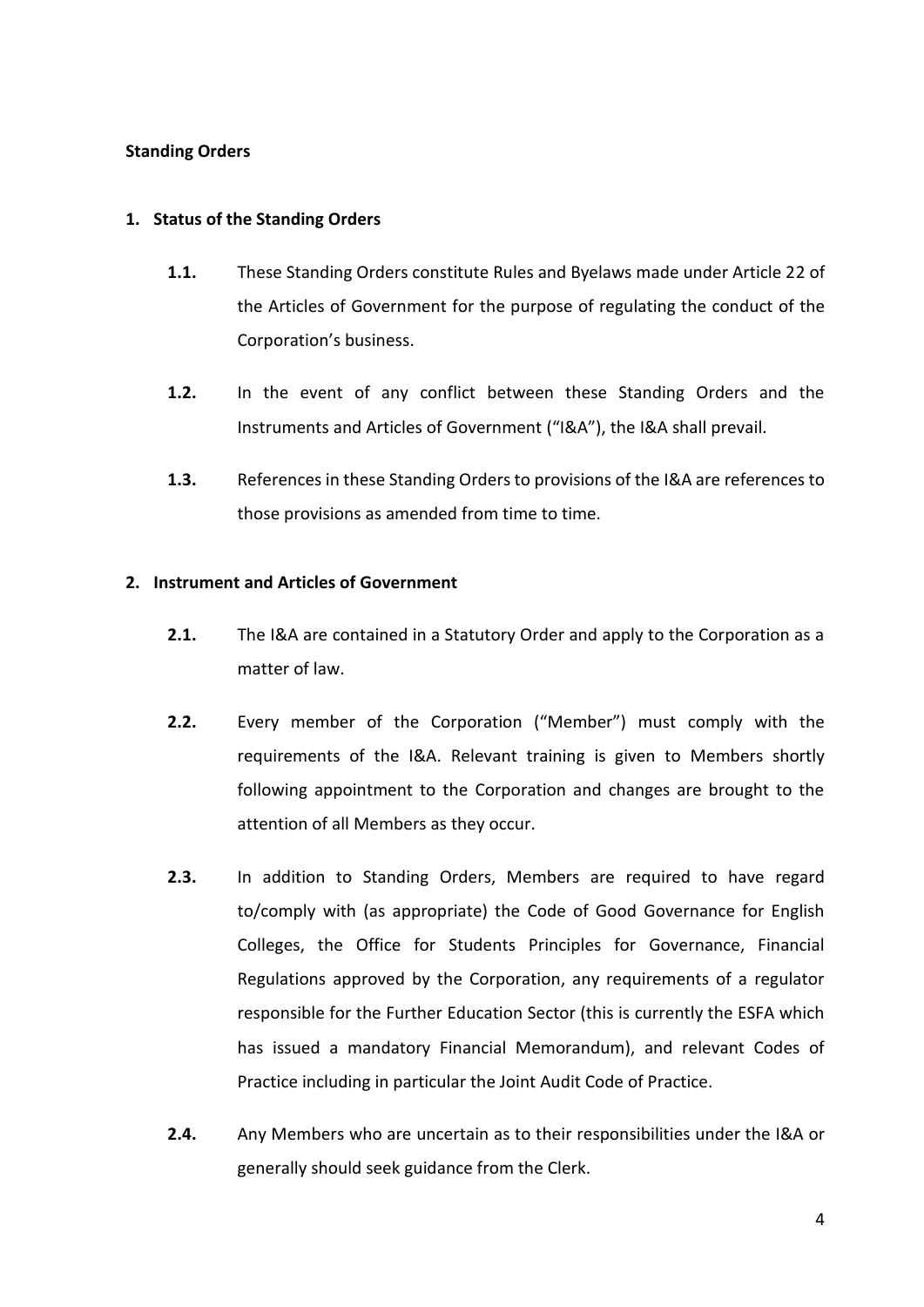**Standing Orders**

## 1. Status of the Standing Orders

**1.1.** These Standing Orders constitute Rules and Byelaws made under Article 22 of the Articles of Government for the purpose of regulating the conduct of the Corporation's business.

**1.2.** In the event of any conflict between these Standing Orders and the Instruments and Articles of Government ("I&A"), the I&A shall prevail.

**1.3.** References in these Standing Orders to provisions of the I&A are references to those provisions as amended from time to time.

## 2. Instrument and Articles of Government

**2.1.** The I&A are contained in a Statutory Order and apply to the Corporation as a matter of law.

**2.2.** Every member of the Corporation ("Member") must comply with the requirements of the I&A. Relevant training is given to Members shortly following appointment to the Corporation and changes are brought to the attention of all Members as they occur.

**2.3.** In addition to Standing Orders, Members are required to have regard to/comply with (as appropriate) the Code of Good Governance for English Colleges, the Office for Students Principles for Governance, Financial Regulations approved by the Corporation, any requirements of a regulator responsible for the Further Education Sector (this is currently the ESFA which has issued a mandatory Financial Memorandum), and relevant Codes of Practice including in particular the Joint Audit Code of Practice.

**2.4.** Any Members who are uncertain as to their responsibilities under the I&A or generally should seek guidance from the Clerk.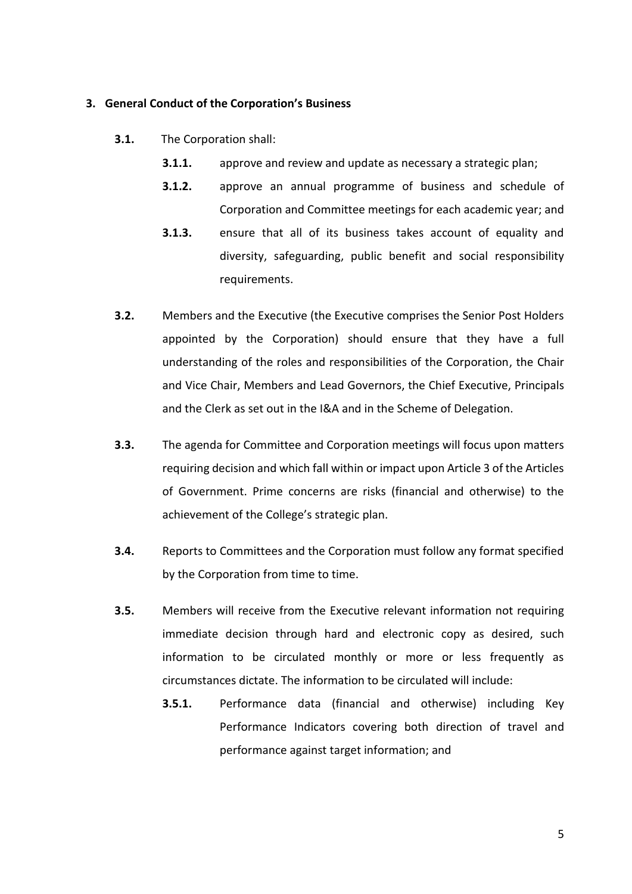## 3. General Conduct of the Corporation's Business

**3.1.** The Corporation shall:

**3.1.1.** approve and review and update as necessary a strategic plan;

**3.1.2.** approve an annual programme of business and schedule of Corporation and Committee meetings for each academic year; and

**3.1.3.** ensure that all of its business takes account of equality and diversity, safeguarding, public benefit and social responsibility requirements.

**3.2.** Members and the Executive (the Executive comprises the Senior Post Holders appointed by the Corporation) should ensure that they have a full understanding of the roles and responsibilities of the Corporation, the Chair and Vice Chair, Members and Lead Governors, the Chief Executive, Principals and the Clerk as set out in the I&A and in the Scheme of Delegation.

**3.3.** The agenda for Committee and Corporation meetings will focus upon matters requiring decision and which fall within or impact upon Article 3 of the Articles of Government. Prime concerns are risks (financial and otherwise) to the achievement of the College's strategic plan.

**3.4.** Reports to Committees and the Corporation must follow any format specified by the Corporation from time to time.

**3.5.** Members will receive from the Executive relevant information not requiring immediate decision through hard and electronic copy as desired, such information to be circulated monthly or more or less frequently as circumstances dictate. The information to be circulated will include:

**3.5.1.** Performance data (financial and otherwise) including Key Performance Indicators covering both direction of travel and performance against target information; and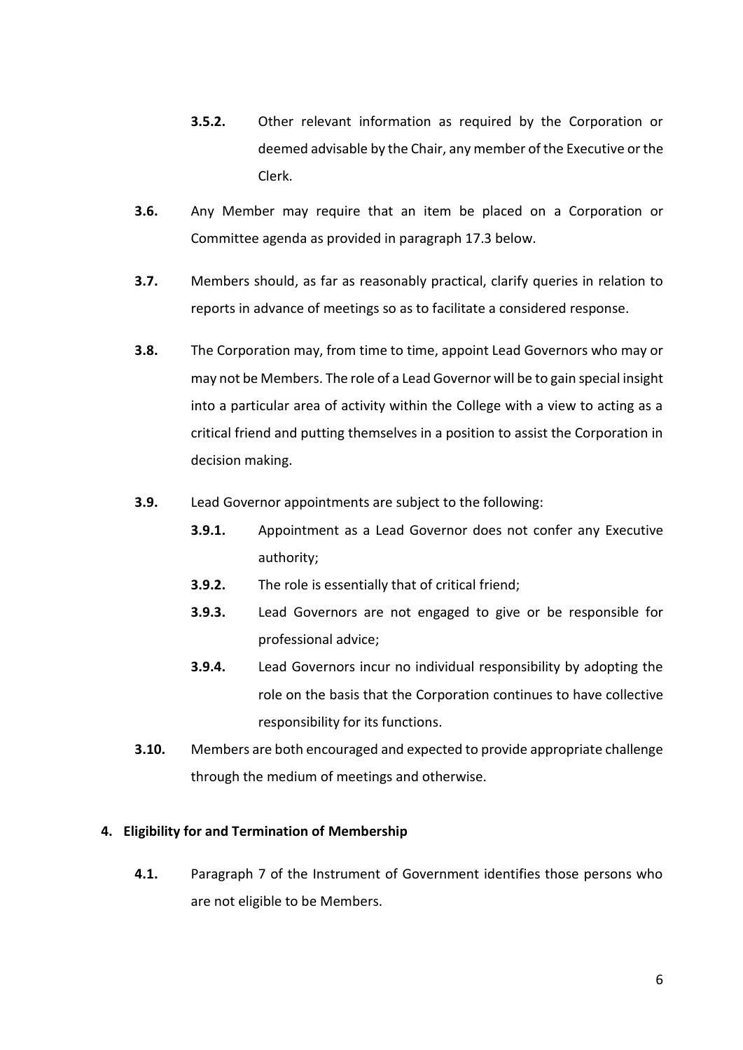**3.5.2.** Other relevant information as required by the Corporation or deemed advisable by the Chair, any member of the Executive or the Clerk.

**3.6.** Any Member may require that an item be placed on a Corporation or Committee agenda as provided in paragraph 17.3 below.

**3.7.** Members should, as far as reasonably practical, clarify queries in relation to reports in advance of meetings so as to facilitate a considered response.

**3.8.** The Corporation may, from time to time, appoint Lead Governors who may or may not be Members. The role of a Lead Governor will be to gain special insight into a particular area of activity within the College with a view to acting as a critical friend and putting themselves in a position to assist the Corporation in decision making.

**3.9.** Lead Governor appointments are subject to the following:

- **3.9.1.** Appointment as a Lead Governor does not confer any Executive authority;
- **3.9.2.** The role is essentially that of critical friend;
- **3.9.3.** Lead Governors are not engaged to give or be responsible for professional advice;
- **3.9.4.** Lead Governors incur no individual responsibility by adopting the role on the basis that the Corporation continues to have collective responsibility for its functions.

**3.10.** Members are both encouraged and expected to provide appropriate challenge through the medium of meetings and otherwise.

## 4. Eligibility for and Termination of Membership

**4.1.** Paragraph 7 of the Instrument of Government identifies those persons who are not eligible to be Members.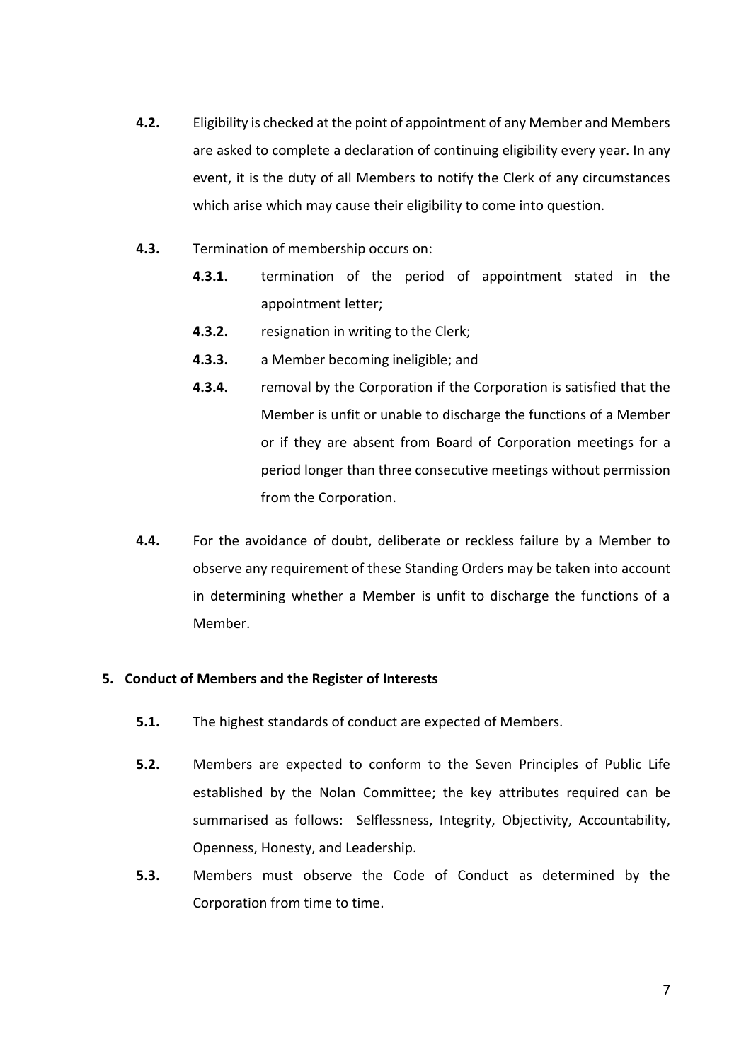**4.2.** Eligibility is checked at the point of appointment of any Member and Members are asked to complete a declaration of continuing eligibility every year. In any event, it is the duty of all Members to notify the Clerk of any circumstances which arise which may cause their eligibility to come into question.

**4.3.** Termination of membership occurs on:

**4.3.1.** termination of the period of appointment stated in the appointment letter;

**4.3.2.** resignation in writing to the Clerk;

**4.3.3.** a Member becoming ineligible; and

**4.3.4.** removal by the Corporation if the Corporation is satisfied that the Member is unfit or unable to discharge the functions of a Member or if they are absent from Board of Corporation meetings for a period longer than three consecutive meetings without permission from the Corporation.

**4.4.** For the avoidance of doubt, deliberate or reckless failure by a Member to observe any requirement of these Standing Orders may be taken into account in determining whether a Member is unfit to discharge the functions of a Member.

## 5. Conduct of Members and the Register of Interests

**5.1.** The highest standards of conduct are expected of Members.

**5.2.** Members are expected to conform to the Seven Principles of Public Life established by the Nolan Committee; the key attributes required can be summarised as follows: Selflessness, Integrity, Objectivity, Accountability, Openness, Honesty, and Leadership.

**5.3.** Members must observe the Code of Conduct as determined by the Corporation from time to time.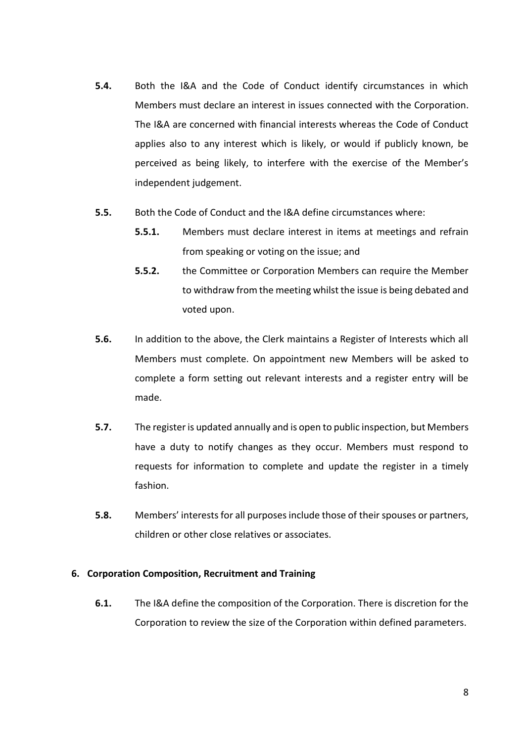**5.4.** Both the I&A and the Code of Conduct identify circumstances in which Members must declare an interest in issues connected with the Corporation. The I&A are concerned with financial interests whereas the Code of Conduct applies also to any interest which is likely, or would if publicly known, be perceived as being likely, to interfere with the exercise of the Member's independent judgement.

**5.5.** Both the Code of Conduct and the I&A define circumstances where:

- **5.5.1.** Members must declare interest in items at meetings and refrain from speaking or voting on the issue; and
- **5.5.2.** the Committee or Corporation Members can require the Member to withdraw from the meeting whilst the issue is being debated and voted upon.

**5.6.** In addition to the above, the Clerk maintains a Register of Interests which all Members must complete. On appointment new Members will be asked to complete a form setting out relevant interests and a register entry will be made.

**5.7.** The register is updated annually and is open to public inspection, but Members have a duty to notify changes as they occur. Members must respond to requests for information to complete and update the register in a timely fashion.

**5.8.** Members' interests for all purposes include those of their spouses or partners, children or other close relatives or associates.

## 6. Corporation Composition, Recruitment and Training

**6.1.** The I&A define the composition of the Corporation. There is discretion for the Corporation to review the size of the Corporation within defined parameters.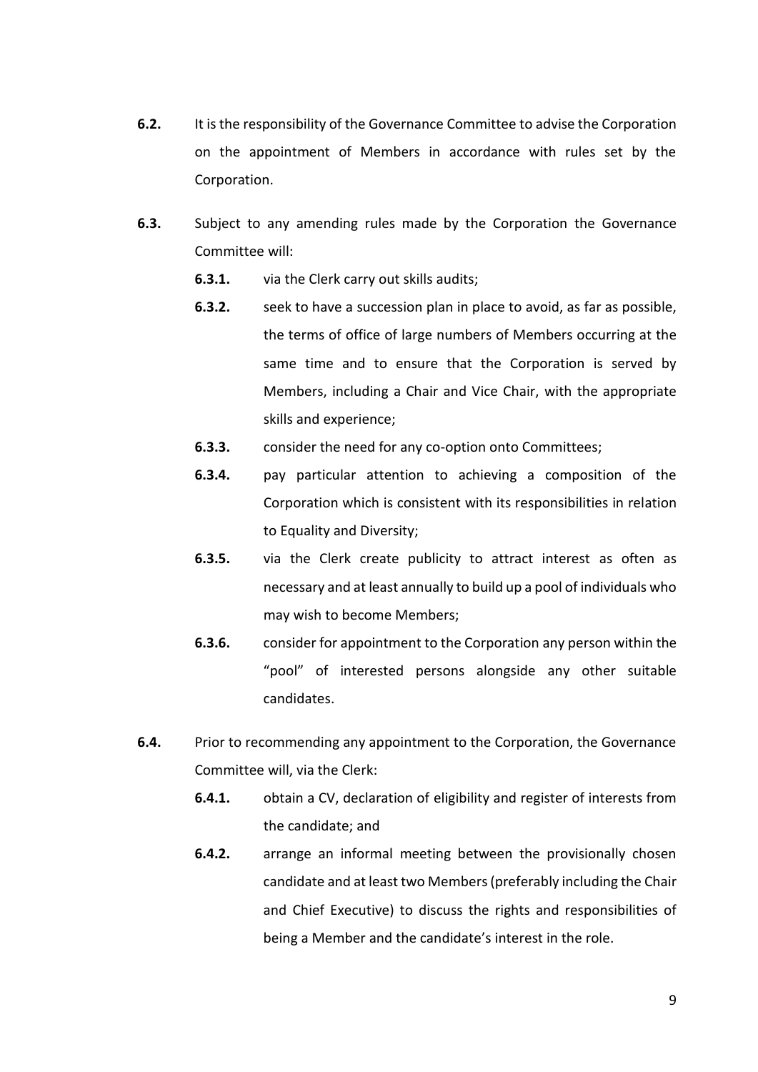**6.2.** It is the responsibility of the Governance Committee to advise the Corporation on the appointment of Members in accordance with rules set by the Corporation.

**6.3.** Subject to any amending rules made by the Corporation the Governance Committee will:

- **6.3.1.** via the Clerk carry out skills audits;
- **6.3.2.** seek to have a succession plan in place to avoid, as far as possible, the terms of office of large numbers of Members occurring at the same time and to ensure that the Corporation is served by Members, including a Chair and Vice Chair, with the appropriate skills and experience;
- **6.3.3.** consider the need for any co-option onto Committees;
- **6.3.4.** pay particular attention to achieving a composition of the Corporation which is consistent with its responsibilities in relation to Equality and Diversity;
- **6.3.5.** via the Clerk create publicity to attract interest as often as necessary and at least annually to build up a pool of individuals who may wish to become Members;
- **6.3.6.** consider for appointment to the Corporation any person within the "pool" of interested persons alongside any other suitable candidates.

**6.4.** Prior to recommending any appointment to the Corporation, the Governance Committee will, via the Clerk:

- **6.4.1.** obtain a CV, declaration of eligibility and register of interests from the candidate; and
- **6.4.2.** arrange an informal meeting between the provisionally chosen candidate and at least two Members (preferably including the Chair and Chief Executive) to discuss the rights and responsibilities of being a Member and the candidate's interest in the role.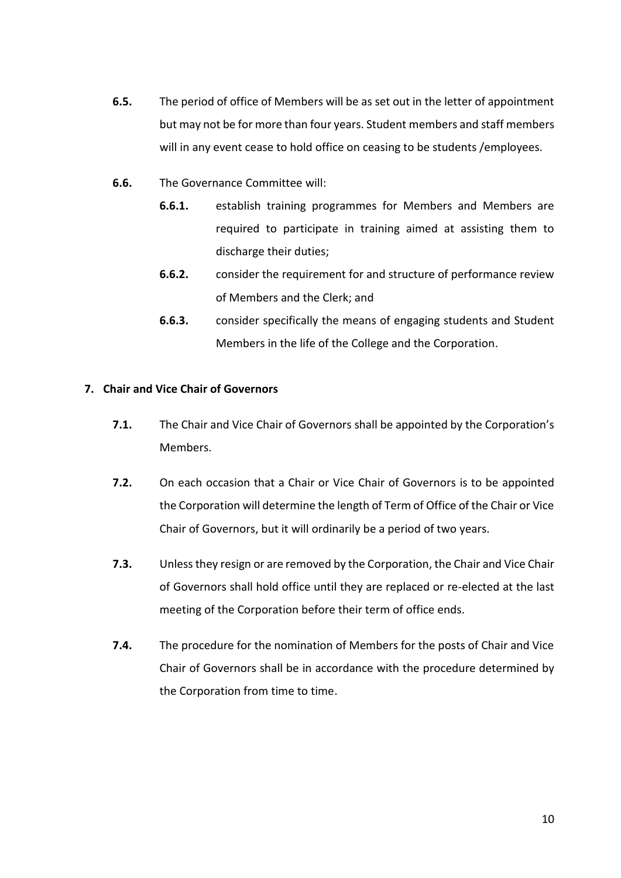**6.5.** The period of office of Members will be as set out in the letter of appointment but may not be for more than four years. Student members and staff members will in any event cease to hold office on ceasing to be students /employees.

**6.6.** The Governance Committee will:

- **6.6.1.** establish training programmes for Members and Members are required to participate in training aimed at assisting them to discharge their duties;
- **6.6.2.** consider the requirement for and structure of performance review of Members and the Clerk; and
- **6.6.3.** consider specifically the means of engaging students and Student Members in the life of the College and the Corporation.

## 7. Chair and Vice Chair of Governors

**7.1.** The Chair and Vice Chair of Governors shall be appointed by the Corporation's Members.

**7.2.** On each occasion that a Chair or Vice Chair of Governors is to be appointed the Corporation will determine the length of Term of Office of the Chair or Vice Chair of Governors, but it will ordinarily be a period of two years.

**7.3.** Unless they resign or are removed by the Corporation, the Chair and Vice Chair of Governors shall hold office until they are replaced or re-elected at the last meeting of the Corporation before their term of office ends.

**7.4.** The procedure for the nomination of Members for the posts of Chair and Vice Chair of Governors shall be in accordance with the procedure determined by the Corporation from time to time.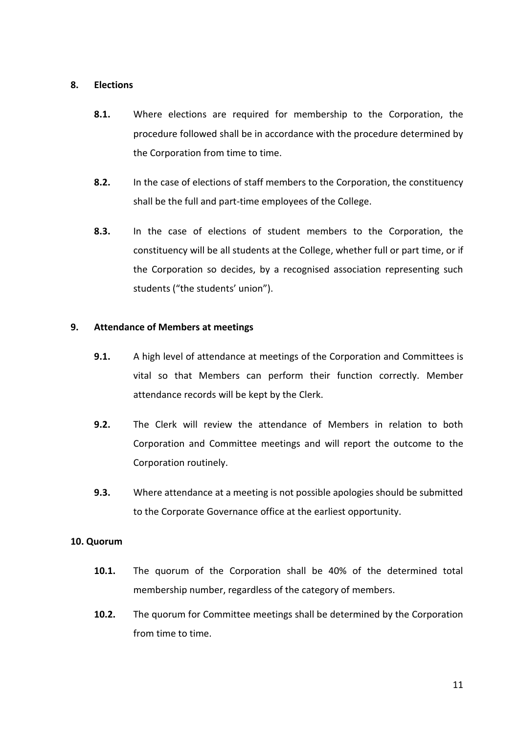## 8. Elections

**8.1.** Where elections are required for membership to the Corporation, the procedure followed shall be in accordance with the procedure determined by the Corporation from time to time.

**8.2.** In the case of elections of staff members to the Corporation, the constituency shall be the full and part-time employees of the College.

**8.3.** In the case of elections of student members to the Corporation, the constituency will be all students at the College, whether full or part time, or if the Corporation so decides, by a recognised association representing such students ("the students' union").

## 9. Attendance of Members at meetings

**9.1.** A high level of attendance at meetings of the Corporation and Committees is vital so that Members can perform their function correctly. Member attendance records will be kept by the Clerk.

**9.2.** The Clerk will review the attendance of Members in relation to both Corporation and Committee meetings and will report the outcome to the Corporation routinely.

**9.3.** Where attendance at a meeting is not possible apologies should be submitted to the Corporate Governance office at the earliest opportunity.

## 10. Quorum

**10.1.** The quorum of the Corporation shall be 40% of the determined total membership number, regardless of the category of members.

**10.2.** The quorum for Committee meetings shall be determined by the Corporation from time to time.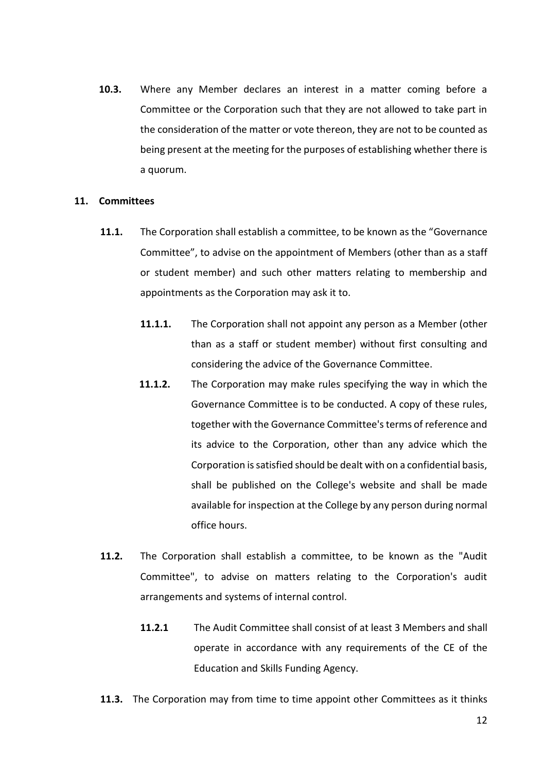**10.3.** Where any Member declares an interest in a matter coming before a Committee or the Corporation such that they are not allowed to take part in the consideration of the matter or vote thereon, they are not to be counted as being present at the meeting for the purposes of establishing whether there is a quorum.

## 11. Committees

**11.1.** The Corporation shall establish a committee, to be known as the "Governance Committee", to advise on the appointment of Members (other than as a staff or student member) and such other matters relating to membership and appointments as the Corporation may ask it to.

**11.1.1.** The Corporation shall not appoint any person as a Member (other than as a staff or student member) without first consulting and considering the advice of the Governance Committee.

**11.1.2.** The Corporation may make rules specifying the way in which the Governance Committee is to be conducted. A copy of these rules, together with the Governance Committee's terms of reference and its advice to the Corporation, other than any advice which the Corporation is satisfied should be dealt with on a confidential basis, shall be published on the College's website and shall be made available for inspection at the College by any person during normal office hours.

**11.2.** The Corporation shall establish a committee, to be known as the "Audit Committee", to advise on matters relating to the Corporation's audit arrangements and systems of internal control.

**11.2.1** The Audit Committee shall consist of at least 3 Members and shall operate in accordance with any requirements of the CE of the Education and Skills Funding Agency.

**11.3.** The Corporation may from time to time appoint other Committees as it thinks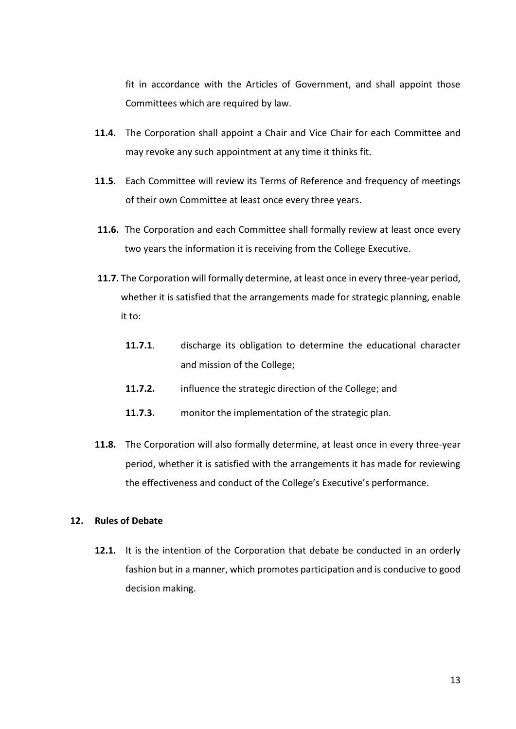fit in accordance with the Articles of Government, and shall appoint those Committees which are required by law.

**11.4.** The Corporation shall appoint a Chair and Vice Chair for each Committee and may revoke any such appointment at any time it thinks fit.

**11.5.** Each Committee will review its Terms of Reference and frequency of meetings of their own Committee at least once every three years.

**11.6.** The Corporation and each Committee shall formally review at least once every two years the information it is receiving from the College Executive.

**11.7.** The Corporation will formally determine, at least once in every three-year period, whether it is satisfied that the arrangements made for strategic planning, enable it to:

**11.7.1**. discharge its obligation to determine the educational character and mission of the College;

**11.7.2.** influence the strategic direction of the College; and

**11.7.3.** monitor the implementation of the strategic plan.

**11.8.** The Corporation will also formally determine, at least once in every three-year period, whether it is satisfied with the arrangements it has made for reviewing the effectiveness and conduct of the College's Executive's performance.

## 12. Rules of Debate

**12.1.** It is the intention of the Corporation that debate be conducted in an orderly fashion but in a manner, which promotes participation and is conducive to good decision making.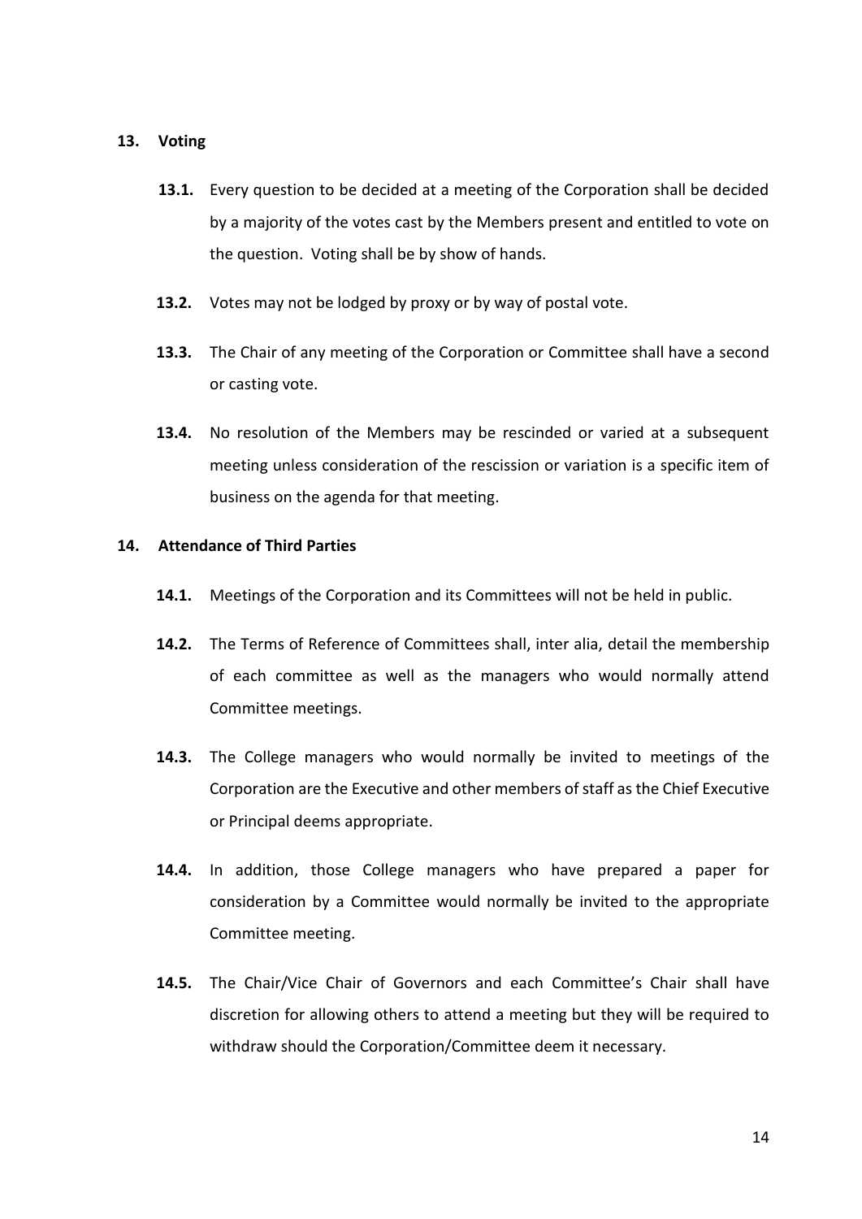## 13. Voting

**13.1.** Every question to be decided at a meeting of the Corporation shall be decided by a majority of the votes cast by the Members present and entitled to vote on the question. Voting shall be by show of hands.

**13.2.** Votes may not be lodged by proxy or by way of postal vote.

**13.3.** The Chair of any meeting of the Corporation or Committee shall have a second or casting vote.

**13.4.** No resolution of the Members may be rescinded or varied at a subsequent meeting unless consideration of the rescission or variation is a specific item of business on the agenda for that meeting.

## 14. Attendance of Third Parties

**14.1.** Meetings of the Corporation and its Committees will not be held in public.

**14.2.** The Terms of Reference of Committees shall, inter alia, detail the membership of each committee as well as the managers who would normally attend Committee meetings.

**14.3.** The College managers who would normally be invited to meetings of the Corporation are the Executive and other members of staff as the Chief Executive or Principal deems appropriate.

**14.4.** In addition, those College managers who have prepared a paper for consideration by a Committee would normally be invited to the appropriate Committee meeting.

**14.5.** The Chair/Vice Chair of Governors and each Committee's Chair shall have discretion for allowing others to attend a meeting but they will be required to withdraw should the Corporation/Committee deem it necessary.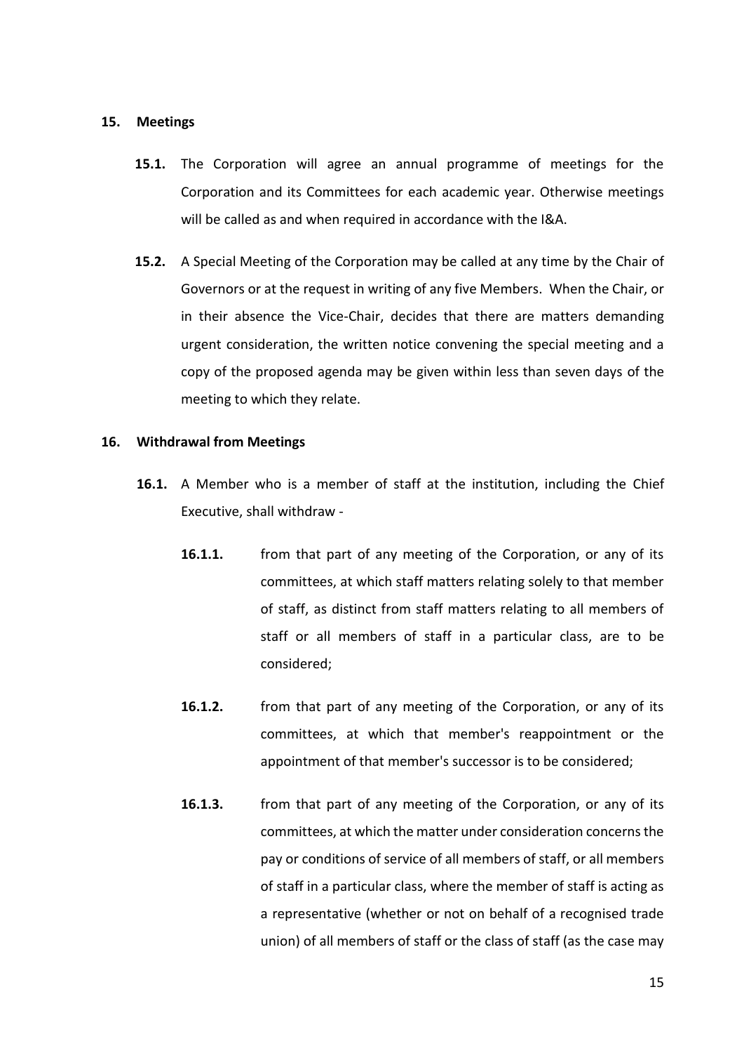## 15. Meetings

**15.1.** The Corporation will agree an annual programme of meetings for the Corporation and its Committees for each academic year. Otherwise meetings will be called as and when required in accordance with the I&A.

**15.2.** A Special Meeting of the Corporation may be called at any time by the Chair of Governors or at the request in writing of any five Members. When the Chair, or in their absence the Vice-Chair, decides that there are matters demanding urgent consideration, the written notice convening the special meeting and a copy of the proposed agenda may be given within less than seven days of the meeting to which they relate.

## 16. Withdrawal from Meetings

**16.1.** A Member who is a member of staff at the institution, including the Chief Executive, shall withdraw -

**16.1.1.** from that part of any meeting of the Corporation, or any of its committees, at which staff matters relating solely to that member of staff, as distinct from staff matters relating to all members of staff or all members of staff in a particular class, are to be considered;

**16.1.2.** from that part of any meeting of the Corporation, or any of its committees, at which that member's reappointment or the appointment of that member's successor is to be considered;

**16.1.3.** from that part of any meeting of the Corporation, or any of its committees, at which the matter under consideration concerns the pay or conditions of service of all members of staff, or all members of staff in a particular class, where the member of staff is acting as a representative (whether or not on behalf of a recognised trade union) of all members of staff or the class of staff (as the case may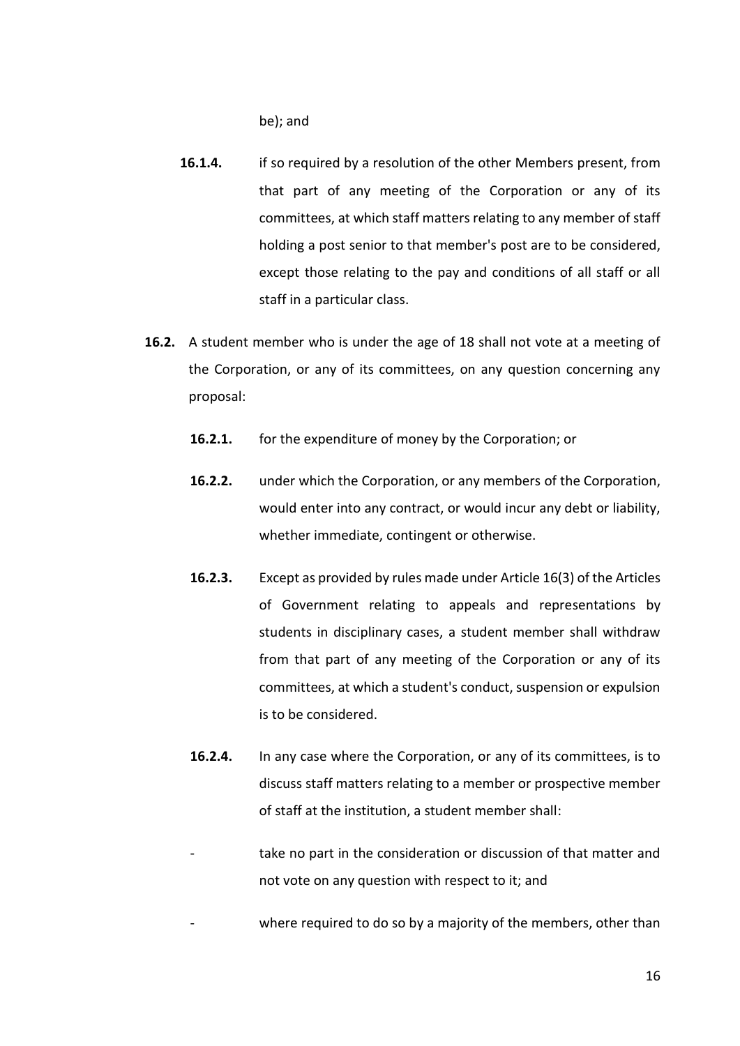be); and

**16.1.4.** if so required by a resolution of the other Members present, from that part of any meeting of the Corporation or any of its committees, at which staff matters relating to any member of staff holding a post senior to that member's post are to be considered, except those relating to the pay and conditions of all staff or all staff in a particular class.

**16.2.** A student member who is under the age of 18 shall not vote at a meeting of the Corporation, or any of its committees, on any question concerning any proposal:

**16.2.1.** for the expenditure of money by the Corporation; or

**16.2.2.** under which the Corporation, or any members of the Corporation, would enter into any contract, or would incur any debt or liability, whether immediate, contingent or otherwise.

**16.2.3.** Except as provided by rules made under Article 16(3) of the Articles of Government relating to appeals and representations by students in disciplinary cases, a student member shall withdraw from that part of any meeting of the Corporation or any of its committees, at which a student's conduct, suspension or expulsion is to be considered.

**16.2.4.** In any case where the Corporation, or any of its committees, is to discuss staff matters relating to a member or prospective member of staff at the institution, a student member shall:

- take no part in the consideration or discussion of that matter and not vote on any question with respect to it; and
- where required to do so by a majority of the members, other than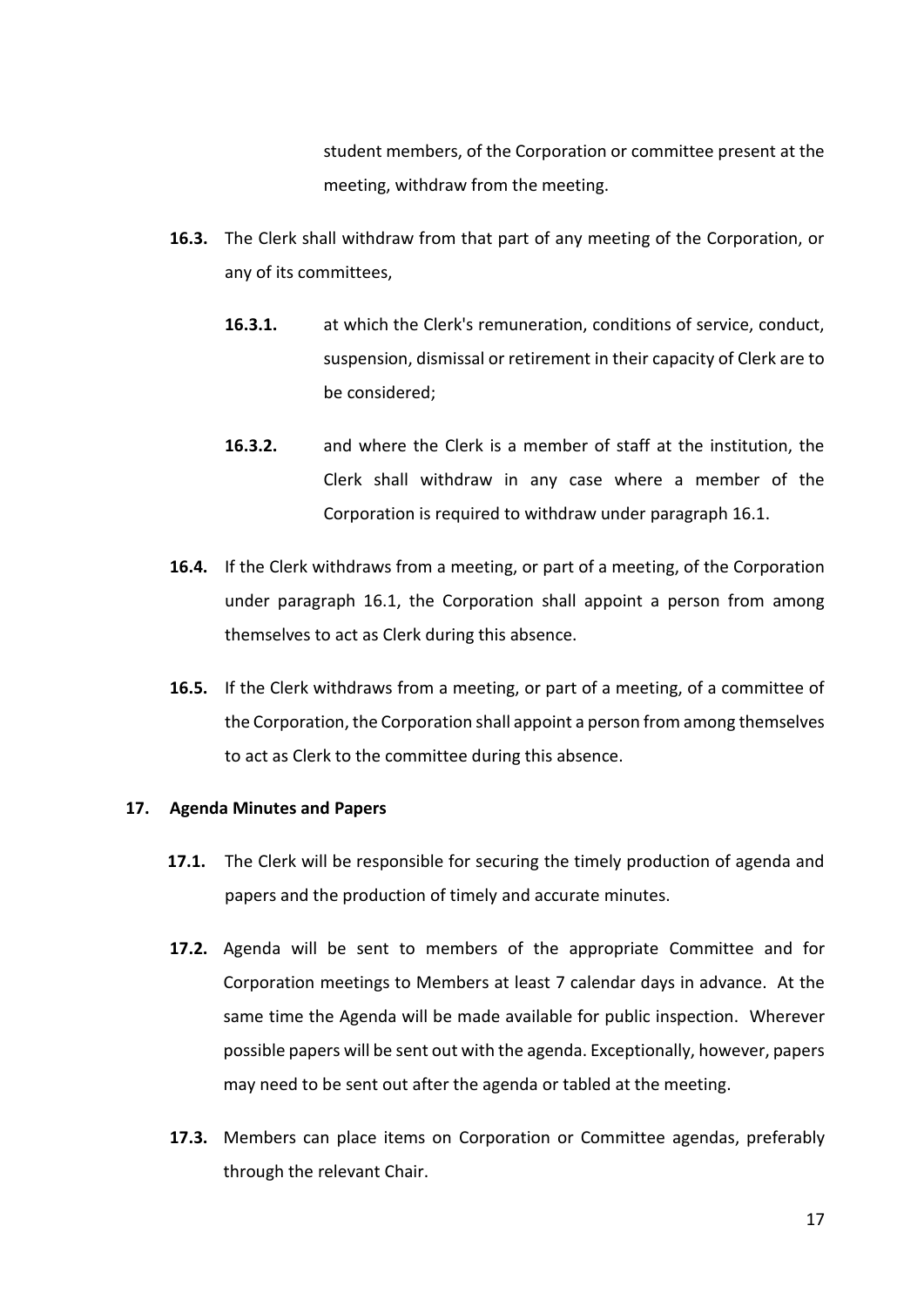student members, of the Corporation or committee present at the meeting, withdraw from the meeting.

**16.3.** The Clerk shall withdraw from that part of any meeting of the Corporation, or any of its committees,

**16.3.1.** at which the Clerk's remuneration, conditions of service, conduct, suspension, dismissal or retirement in their capacity of Clerk are to be considered;

**16.3.2.** and where the Clerk is a member of staff at the institution, the Clerk shall withdraw in any case where a member of the Corporation is required to withdraw under paragraph 16.1.

**16.4.** If the Clerk withdraws from a meeting, or part of a meeting, of the Corporation under paragraph 16.1, the Corporation shall appoint a person from among themselves to act as Clerk during this absence.

**16.5.** If the Clerk withdraws from a meeting, or part of a meeting, of a committee of the Corporation, the Corporation shall appoint a person from among themselves to act as Clerk to the committee during this absence.

## 17. Agenda Minutes and Papers

**17.1.** The Clerk will be responsible for securing the timely production of agenda and papers and the production of timely and accurate minutes.

**17.2.** Agenda will be sent to members of the appropriate Committee and for Corporation meetings to Members at least 7 calendar days in advance. At the same time the Agenda will be made available for public inspection. Wherever possible papers will be sent out with the agenda. Exceptionally, however, papers may need to be sent out after the agenda or tabled at the meeting.

**17.3.** Members can place items on Corporation or Committee agendas, preferably through the relevant Chair.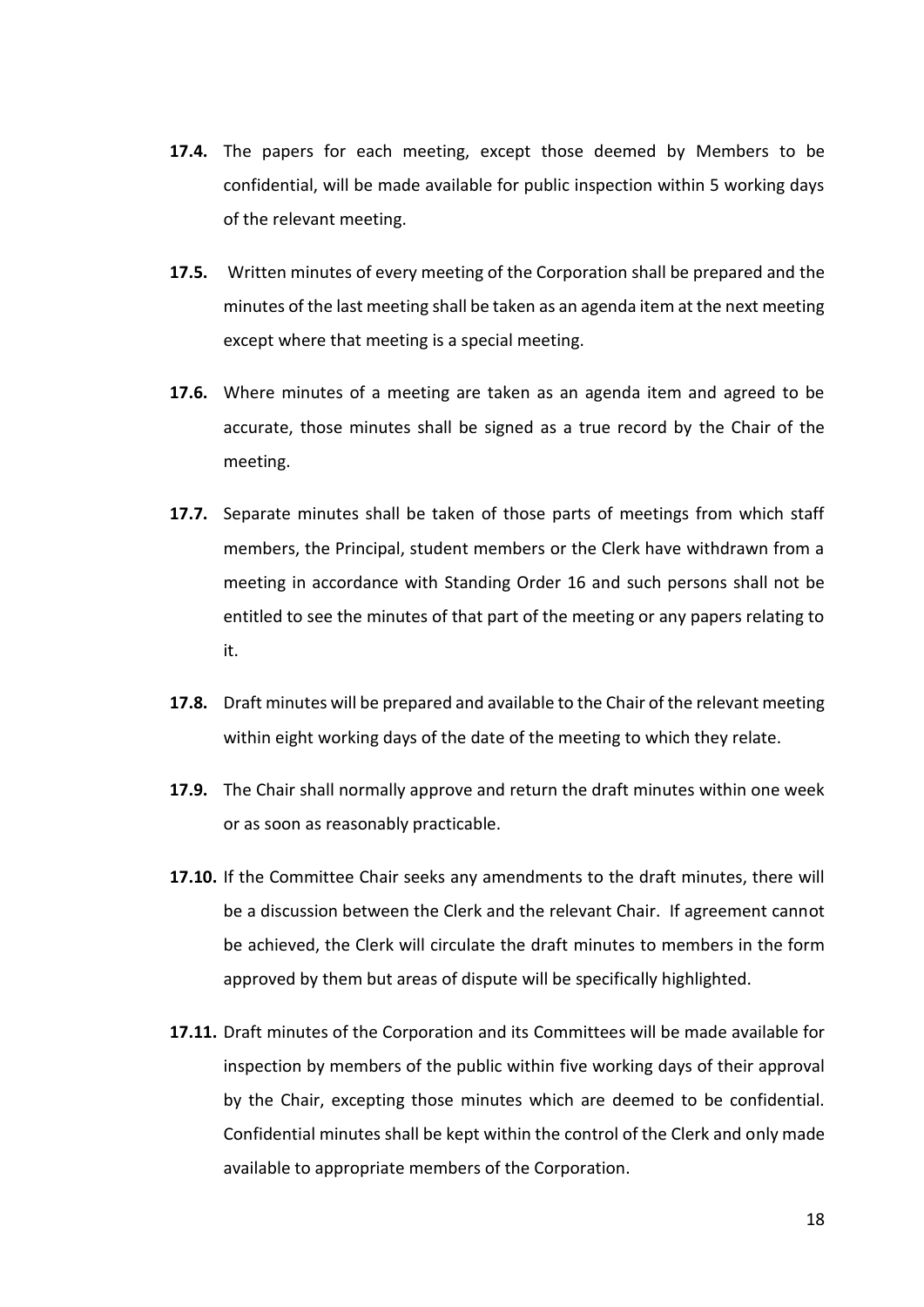**17.4.** The papers for each meeting, except those deemed by Members to be confidential, will be made available for public inspection within 5 working days of the relevant meeting.

**17.5.** Written minutes of every meeting of the Corporation shall be prepared and the minutes of the last meeting shall be taken as an agenda item at the next meeting except where that meeting is a special meeting.

**17.6.** Where minutes of a meeting are taken as an agenda item and agreed to be accurate, those minutes shall be signed as a true record by the Chair of the meeting.

**17.7.** Separate minutes shall be taken of those parts of meetings from which staff members, the Principal, student members or the Clerk have withdrawn from a meeting in accordance with Standing Order 16 and such persons shall not be entitled to see the minutes of that part of the meeting or any papers relating to it.

**17.8.** Draft minutes will be prepared and available to the Chair of the relevant meeting within eight working days of the date of the meeting to which they relate.

**17.9.** The Chair shall normally approve and return the draft minutes within one week or as soon as reasonably practicable.

**17.10.** If the Committee Chair seeks any amendments to the draft minutes, there will be a discussion between the Clerk and the relevant Chair. If agreement cannot be achieved, the Clerk will circulate the draft minutes to members in the form approved by them but areas of dispute will be specifically highlighted.

**17.11.** Draft minutes of the Corporation and its Committees will be made available for inspection by members of the public within five working days of their approval by the Chair, excepting those minutes which are deemed to be confidential. Confidential minutes shall be kept within the control of the Clerk and only made available to appropriate members of the Corporation.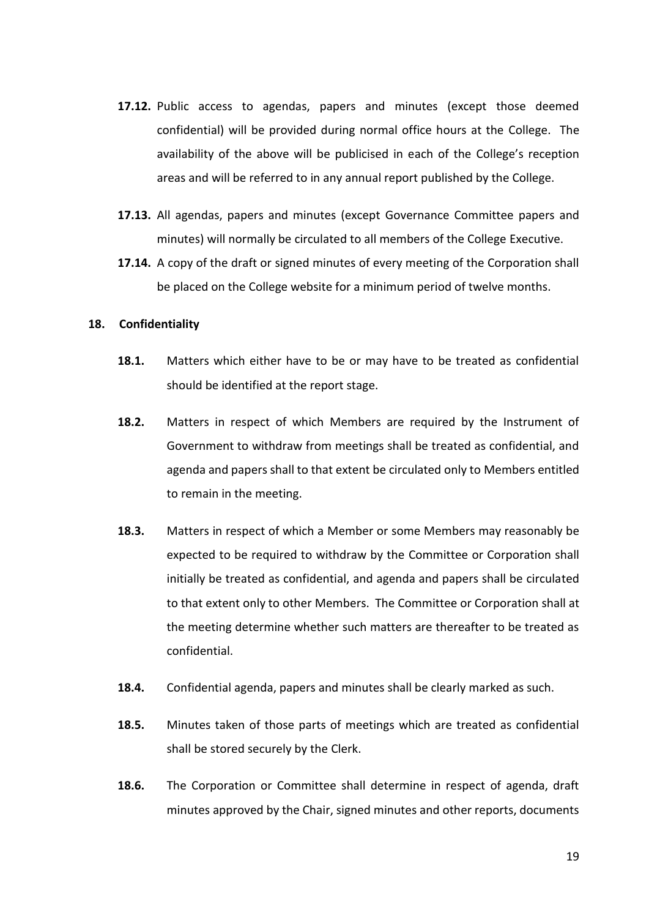**17.12.** Public access to agendas, papers and minutes (except those deemed confidential) will be provided during normal office hours at the College. The availability of the above will be publicised in each of the College's reception areas and will be referred to in any annual report published by the College.

**17.13.** All agendas, papers and minutes (except Governance Committee papers and minutes) will normally be circulated to all members of the College Executive.

**17.14.** A copy of the draft or signed minutes of every meeting of the Corporation shall be placed on the College website for a minimum period of twelve months.

## 18. Confidentiality

**18.1.** Matters which either have to be or may have to be treated as confidential should be identified at the report stage.

**18.2.** Matters in respect of which Members are required by the Instrument of Government to withdraw from meetings shall be treated as confidential, and agenda and papers shall to that extent be circulated only to Members entitled to remain in the meeting.

**18.3.** Matters in respect of which a Member or some Members may reasonably be expected to be required to withdraw by the Committee or Corporation shall initially be treated as confidential, and agenda and papers shall be circulated to that extent only to other Members. The Committee or Corporation shall at the meeting determine whether such matters are thereafter to be treated as confidential.

**18.4.** Confidential agenda, papers and minutes shall be clearly marked as such.

**18.5.** Minutes taken of those parts of meetings which are treated as confidential shall be stored securely by the Clerk.

**18.6.** The Corporation or Committee shall determine in respect of agenda, draft minutes approved by the Chair, signed minutes and other reports, documents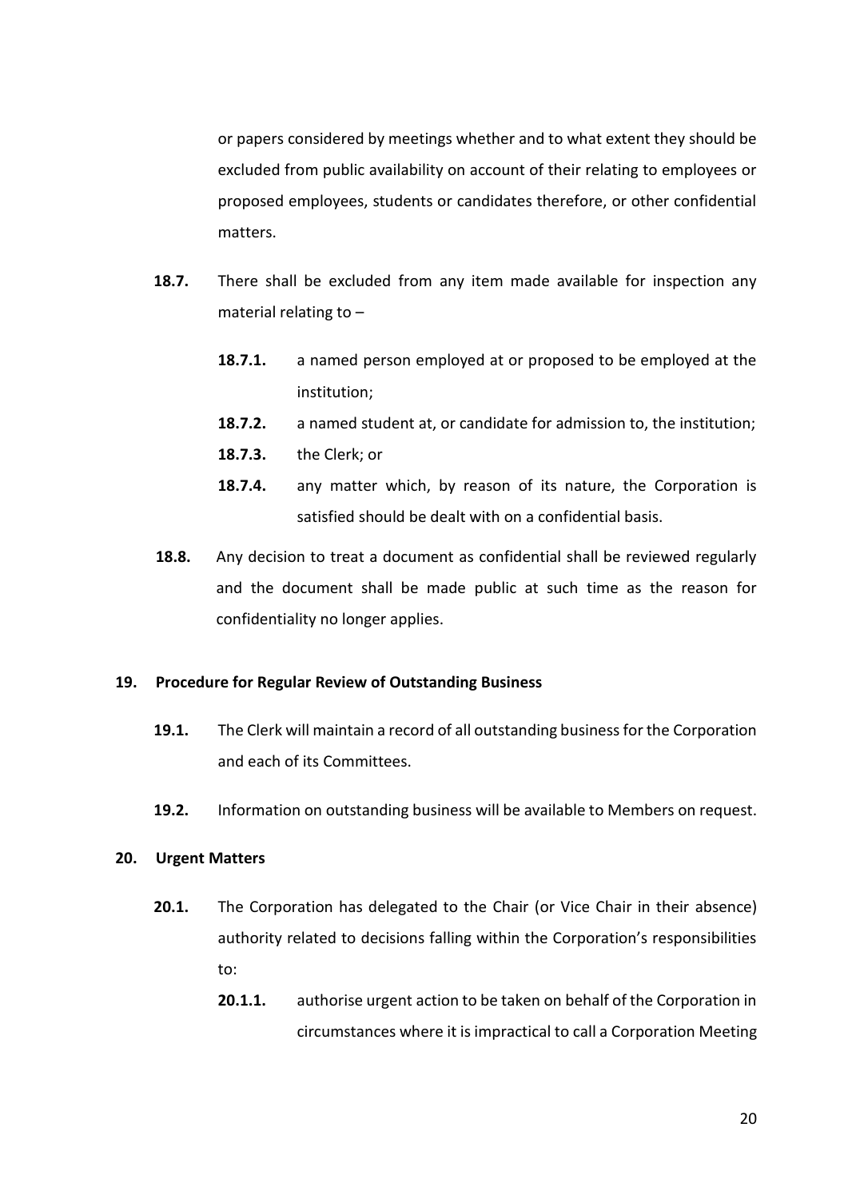or papers considered by meetings whether and to what extent they should be excluded from public availability on account of their relating to employees or proposed employees, students or candidates therefore, or other confidential matters.

**18.7.** There shall be excluded from any item made available for inspection any material relating to –

- **18.7.1.** a named person employed at or proposed to be employed at the institution;
- **18.7.2.** a named student at, or candidate for admission to, the institution;
- **18.7.3.** the Clerk; or
- **18.7.4.** any matter which, by reason of its nature, the Corporation is satisfied should be dealt with on a confidential basis.

**18.8.** Any decision to treat a document as confidential shall be reviewed regularly and the document shall be made public at such time as the reason for confidentiality no longer applies.

## 19. Procedure for Regular Review of Outstanding Business

**19.1.** The Clerk will maintain a record of all outstanding business for the Corporation and each of its Committees.

**19.2.** Information on outstanding business will be available to Members on request.

## 20. Urgent Matters

**20.1.** The Corporation has delegated to the Chair (or Vice Chair in their absence) authority related to decisions falling within the Corporation's responsibilities to:

- **20.1.1.** authorise urgent action to be taken on behalf of the Corporation in circumstances where it is impractical to call a Corporation Meeting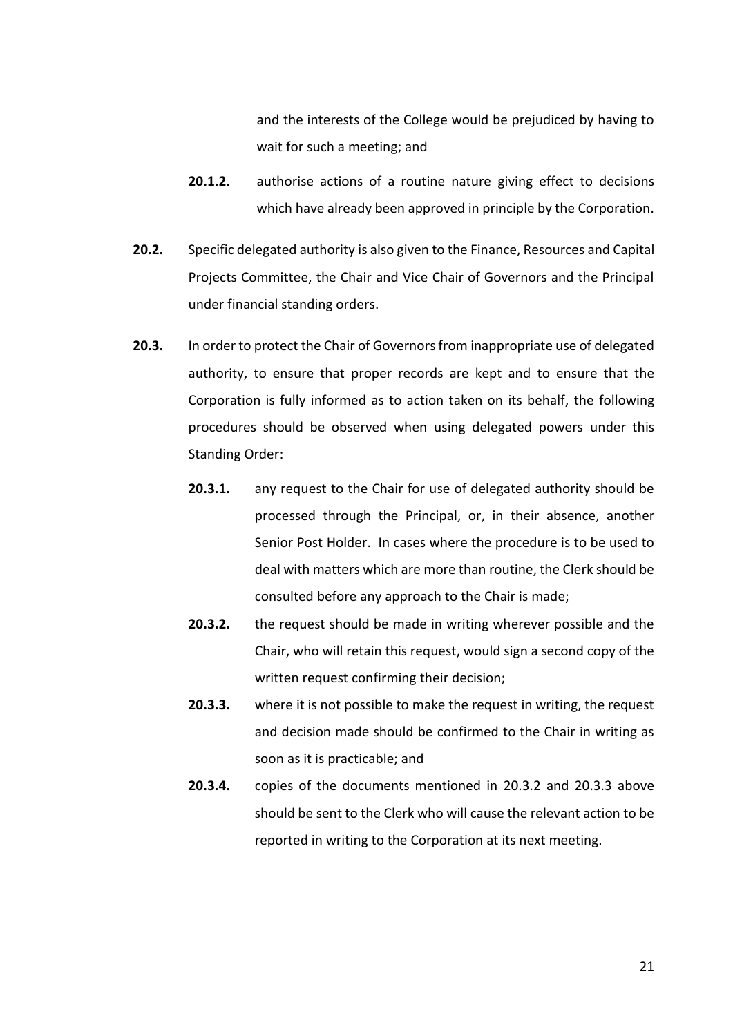and the interests of the College would be prejudiced by having to wait for such a meeting; and

**20.1.2.** authorise actions of a routine nature giving effect to decisions which have already been approved in principle by the Corporation.

**20.2.** Specific delegated authority is also given to the Finance, Resources and Capital Projects Committee, the Chair and Vice Chair of Governors and the Principal under financial standing orders.

**20.3.** In order to protect the Chair of Governors from inappropriate use of delegated authority, to ensure that proper records are kept and to ensure that the Corporation is fully informed as to action taken on its behalf, the following procedures should be observed when using delegated powers under this Standing Order:

**20.3.1.** any request to the Chair for use of delegated authority should be processed through the Principal, or, in their absence, another Senior Post Holder. In cases where the procedure is to be used to deal with matters which are more than routine, the Clerk should be consulted before any approach to the Chair is made;

**20.3.2.** the request should be made in writing wherever possible and the Chair, who will retain this request, would sign a second copy of the written request confirming their decision;

**20.3.3.** where it is not possible to make the request in writing, the request and decision made should be confirmed to the Chair in writing as soon as it is practicable; and

**20.3.4.** copies of the documents mentioned in 20.3.2 and 20.3.3 above should be sent to the Clerk who will cause the relevant action to be reported in writing to the Corporation at its next meeting.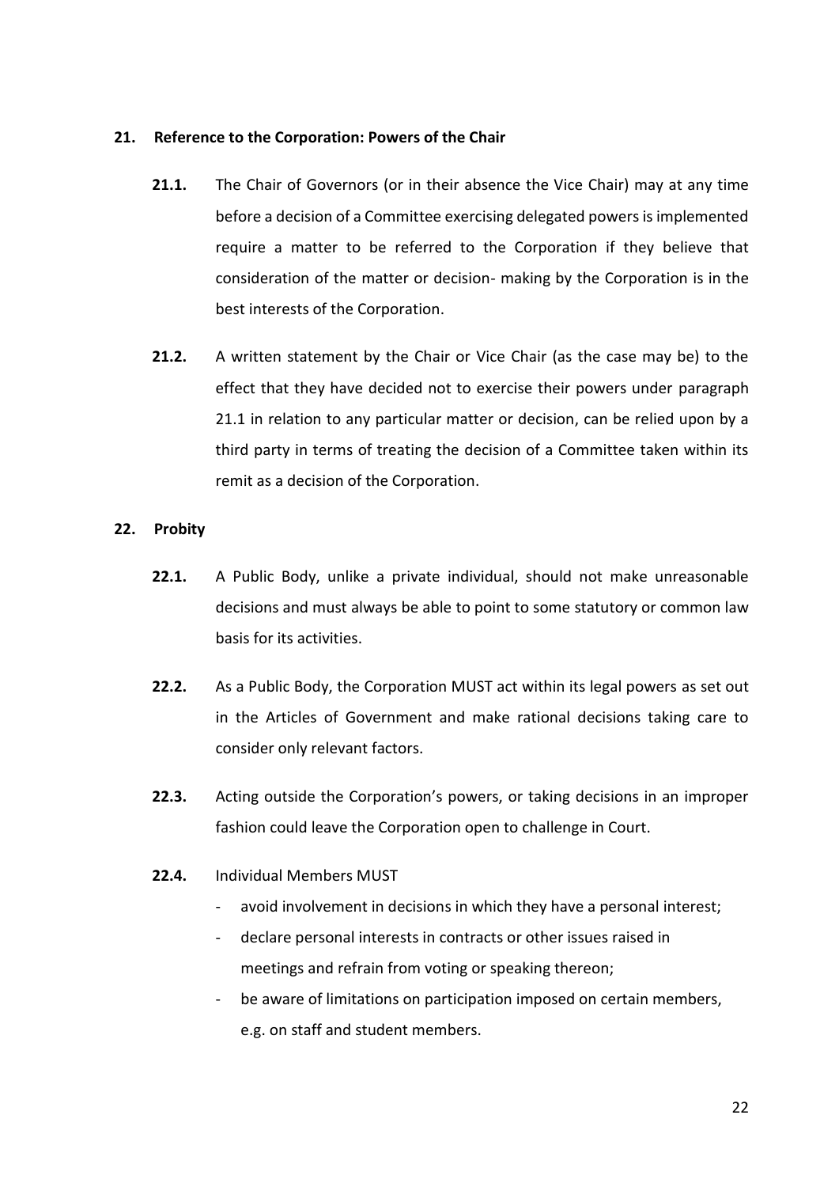## 21. Reference to the Corporation: Powers of the Chair

**21.1.** The Chair of Governors (or in their absence the Vice Chair) may at any time before a decision of a Committee exercising delegated powers is implemented require a matter to be referred to the Corporation if they believe that consideration of the matter or decision- making by the Corporation is in the best interests of the Corporation.

**21.2.** A written statement by the Chair or Vice Chair (as the case may be) to the effect that they have decided not to exercise their powers under paragraph 21.1 in relation to any particular matter or decision, can be relied upon by a third party in terms of treating the decision of a Committee taken within its remit as a decision of the Corporation.

## 22. Probity

**22.1.** A Public Body, unlike a private individual, should not make unreasonable decisions and must always be able to point to some statutory or common law basis for its activities.

**22.2.** As a Public Body, the Corporation MUST act within its legal powers as set out in the Articles of Government and make rational decisions taking care to consider only relevant factors.

**22.3.** Acting outside the Corporation's powers, or taking decisions in an improper fashion could leave the Corporation open to challenge in Court.

**22.4.** Individual Members MUST

- avoid involvement in decisions in which they have a personal interest;
- declare personal interests in contracts or other issues raised in meetings and refrain from voting or speaking thereon;
- be aware of limitations on participation imposed on certain members, e.g. on staff and student members.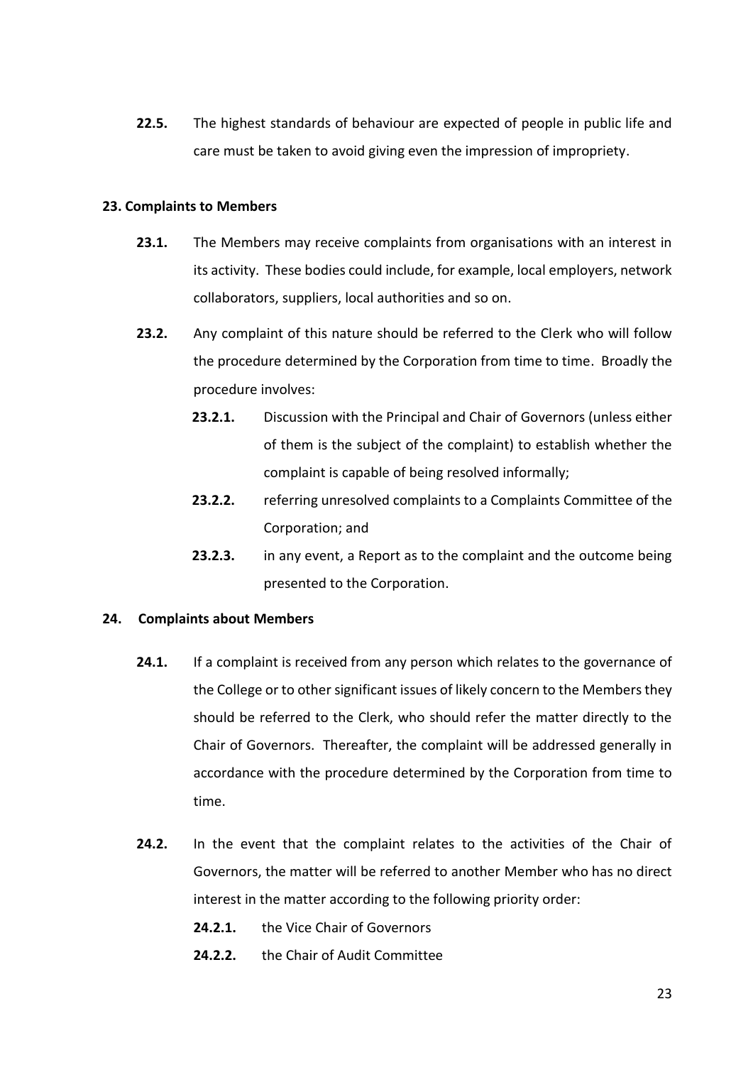**22.5.** The highest standards of behaviour are expected of people in public life and care must be taken to avoid giving even the impression of impropriety.

### 23. Complaints to Members

**23.1.** The Members may receive complaints from organisations with an interest in its activity. These bodies could include, for example, local employers, network collaborators, suppliers, local authorities and so on.

**23.2.** Any complaint of this nature should be referred to the Clerk who will follow the procedure determined by the Corporation from time to time. Broadly the procedure involves:

- **23.2.1.** Discussion with the Principal and Chair of Governors (unless either of them is the subject of the complaint) to establish whether the complaint is capable of being resolved informally;
- **23.2.2.** referring unresolved complaints to a Complaints Committee of the Corporation; and
- **23.2.3.** in any event, a Report as to the complaint and the outcome being presented to the Corporation.

### 24. Complaints about Members

**24.1.** If a complaint is received from any person which relates to the governance of the College or to other significant issues of likely concern to the Members they should be referred to the Clerk, who should refer the matter directly to the Chair of Governors. Thereafter, the complaint will be addressed generally in accordance with the procedure determined by the Corporation from time to time.

**24.2.** In the event that the complaint relates to the activities of the Chair of Governors, the matter will be referred to another Member who has no direct interest in the matter according to the following priority order:

- **24.2.1.** the Vice Chair of Governors
- **24.2.2.** the Chair of Audit Committee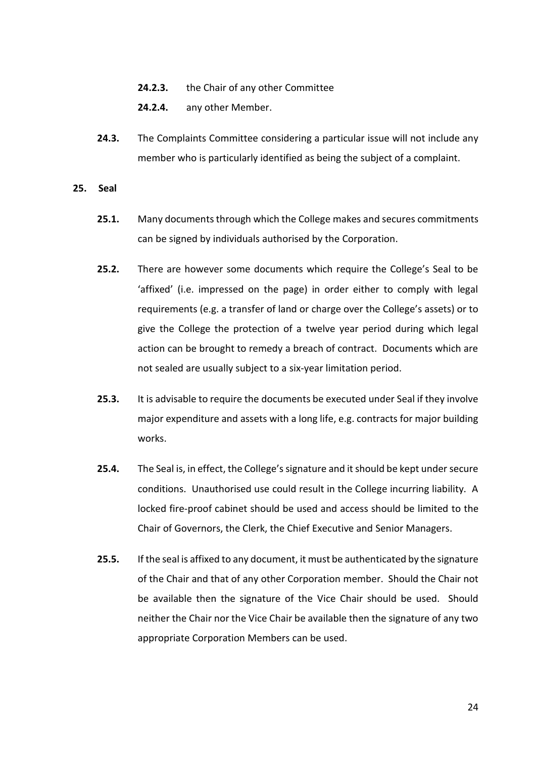**24.2.3.** the Chair of any other Committee

**24.2.4.** any other Member.

**24.3.** The Complaints Committee considering a particular issue will not include any member who is particularly identified as being the subject of a complaint.

## 25. Seal

**25.1.** Many documents through which the College makes and secures commitments can be signed by individuals authorised by the Corporation.

**25.2.** There are however some documents which require the College's Seal to be 'affixed' (i.e. impressed on the page) in order either to comply with legal requirements (e.g. a transfer of land or charge over the College's assets) or to give the College the protection of a twelve year period during which legal action can be brought to remedy a breach of contract. Documents which are not sealed are usually subject to a six-year limitation period.

**25.3.** It is advisable to require the documents be executed under Seal if they involve major expenditure and assets with a long life, e.g. contracts for major building works.

**25.4.** The Seal is, in effect, the College's signature and it should be kept under secure conditions. Unauthorised use could result in the College incurring liability. A locked fire-proof cabinet should be used and access should be limited to the Chair of Governors, the Clerk, the Chief Executive and Senior Managers.

**25.5.** If the seal is affixed to any document, it must be authenticated by the signature of the Chair and that of any other Corporation member. Should the Chair not be available then the signature of the Vice Chair should be used. Should neither the Chair nor the Vice Chair be available then the signature of any two appropriate Corporation Members can be used.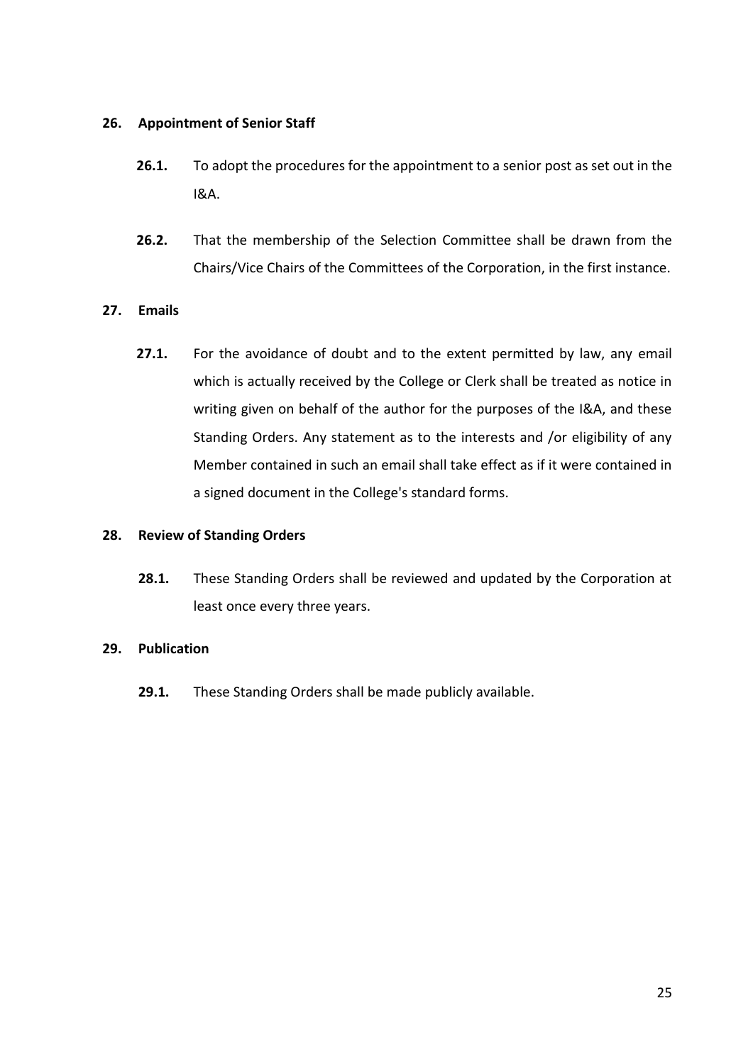## 26. Appointment of Senior Staff

**26.1.** To adopt the procedures for the appointment to a senior post as set out in the I&A.

**26.2.** That the membership of the Selection Committee shall be drawn from the Chairs/Vice Chairs of the Committees of the Corporation, in the first instance.

## 27. Emails

**27.1.** For the avoidance of doubt and to the extent permitted by law, any email which is actually received by the College or Clerk shall be treated as notice in writing given on behalf of the author for the purposes of the I&A, and these Standing Orders. Any statement as to the interests and /or eligibility of any Member contained in such an email shall take effect as if it were contained in a signed document in the College's standard forms.

## 28. Review of Standing Orders

**28.1.** These Standing Orders shall be reviewed and updated by the Corporation at least once every three years.

## 29. Publication

**29.1.** These Standing Orders shall be made publicly available.